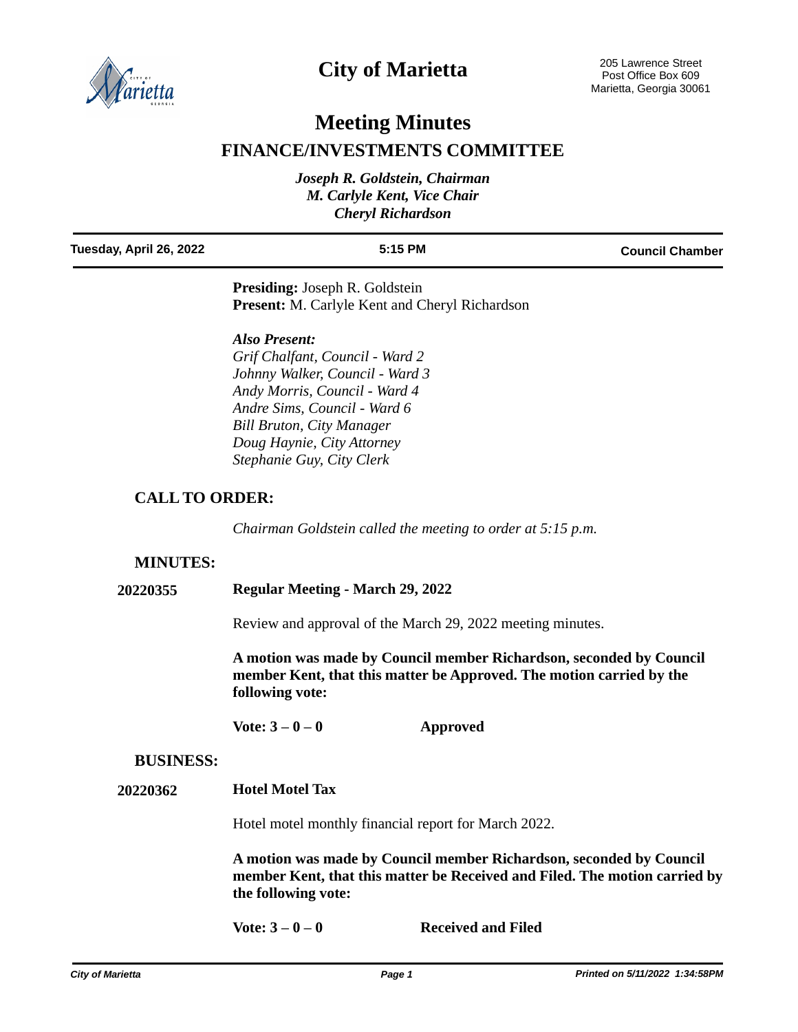# City of Marietta

205 Lawrence Street
Post Office Box 609
Marietta, Georgia 30061

# Meeting Minutes

## FINANCE/INVESTMENTS COMMITTEE

*Joseph R. Goldstein, Chairman*
*M. Carlyle Kent, Vice Chair*
*Cheryl Richardson*

**Tuesday, April 26, 2022** | **5:15 PM** | **Council Chamber**

**Presiding:** Joseph R. Goldstein
**Present:** M. Carlyle Kent and Cheryl Richardson

***Also Present:***
*Grif Chalfant, Council - Ward 2*
*Johnny Walker, Council - Ward 3*
*Andy Morris, Council - Ward 4*
*Andre Sims, Council - Ward 6*
*Bill Bruton, City Manager*
*Doug Haynie, City Attorney*
*Stephanie Guy, City Clerk*

### CALL TO ORDER:

*Chairman Goldstein called the meeting to order at 5:15 p.m.*

### MINUTES:

**20220355** **Regular Meeting - March 29, 2022**

Review and approval of the March 29, 2022 meeting minutes.

**A motion was made by Council member Richardson, seconded by Council member Kent, that this matter be Approved. The motion carried by the following vote:**

**Vote: 3 – 0 – 0** **Approved**

### BUSINESS:

**20220362** **Hotel Motel Tax**

Hotel motel monthly financial report for March 2022.

**A motion was made by Council member Richardson, seconded by Council member Kent, that this matter be Received and Filed. The motion carried by the following vote:**

**Vote: 3 – 0 – 0** **Received and Filed**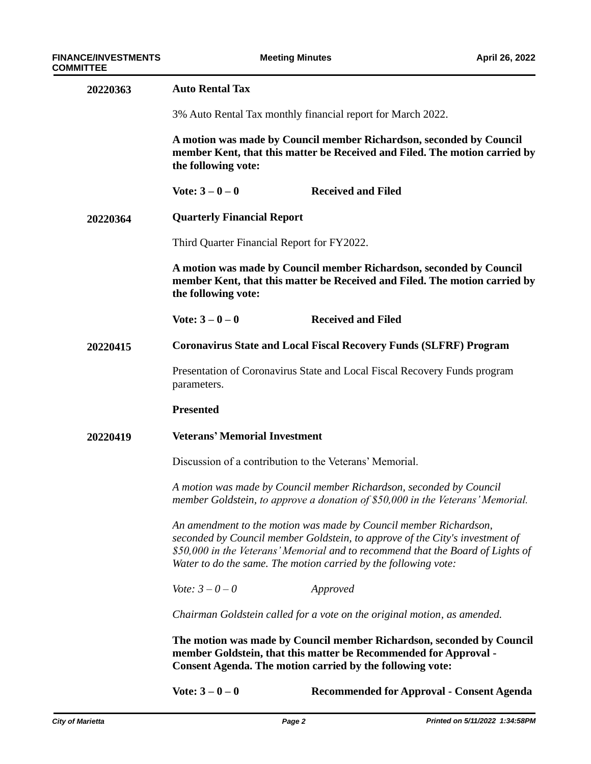**20220363** **Auto Rental Tax**

3% Auto Rental Tax monthly financial report for March 2022.

**A motion was made by Council member Richardson, seconded by Council member Kent, that this matter be Received and Filed. The motion carried by the following vote:**

**Vote: 3 – 0 – 0** **Received and Filed**

**20220364** **Quarterly Financial Report**

Third Quarter Financial Report for FY2022.

**A motion was made by Council member Richardson, seconded by Council member Kent, that this matter be Received and Filed. The motion carried by the following vote:**

**Vote: 3 – 0 – 0** **Received and Filed**

**20220415** **Coronavirus State and Local Fiscal Recovery Funds (SLFRF) Program**

Presentation of Coronavirus State and Local Fiscal Recovery Funds program parameters.

**Presented**

**20220419** **Veterans' Memorial Investment**

Discussion of a contribution to the Veterans' Memorial.

*A motion was made by Council member Richardson, seconded by Council member Goldstein, to approve a donation of $50,000 in the Veterans' Memorial.*

*An amendment to the motion was made by Council member Richardson, seconded by Council member Goldstein, to approve of the City's investment of $50,000 in the Veterans' Memorial and to recommend that the Board of Lights of Water to do the same. The motion carried by the following vote:*

*Vote: 3 – 0 – 0* *Approved*

*Chairman Goldstein called for a vote on the original motion, as amended.*

**The motion was made by Council member Richardson, seconded by Council member Goldstein, that this matter be Recommended for Approval - Consent Agenda. The motion carried by the following vote:**

**Vote: 3 – 0 – 0** **Recommended for Approval - Consent Agenda**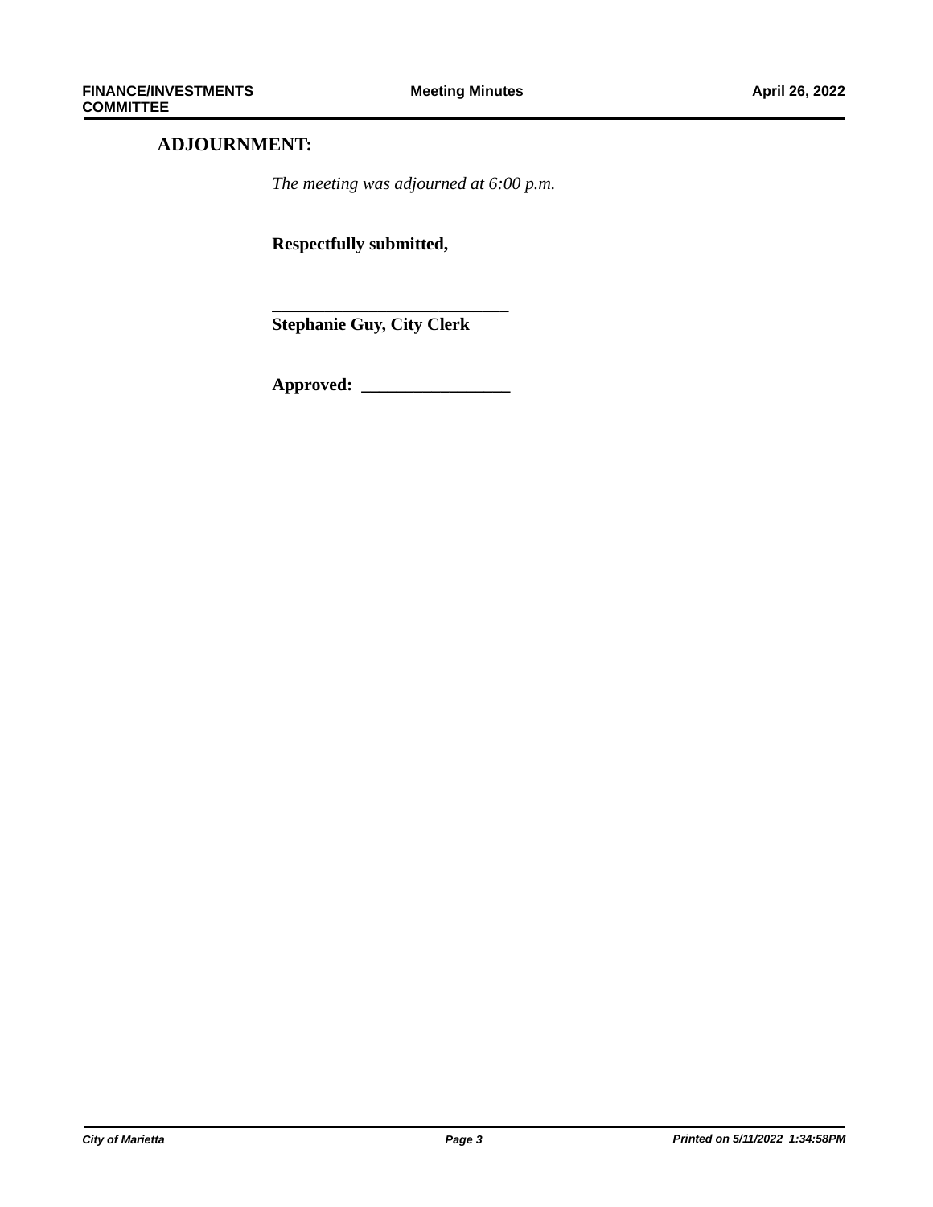## ADJOURNMENT:

*The meeting was adjourned at 6:00 p.m.*

**Respectfully submitted,**

**___________________________**
**Stephanie Guy, City Clerk**

**Approved: ________________**